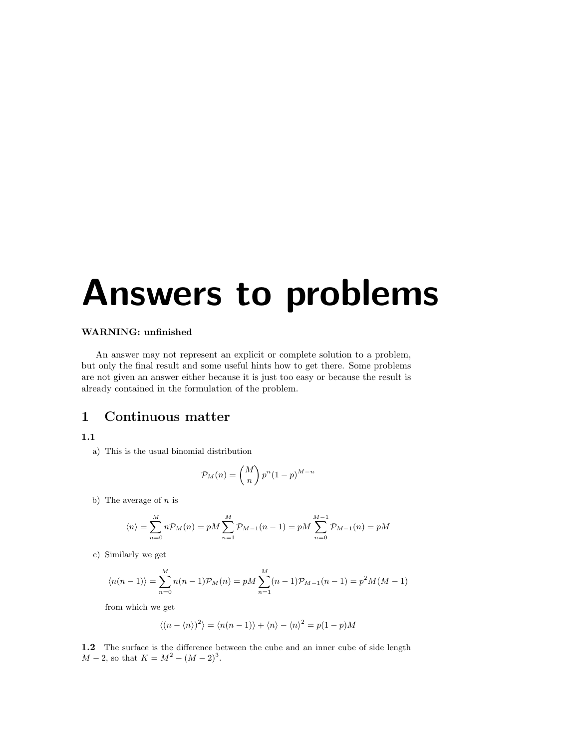# Answers to problems

**WARNING: unfinished**

An answer may not represent an explicit or complete solution to a problem, but only the final result and some useful hints how to get there. Some problems are not given an answer either because it is just too easy or because the result is already contained in the formulation of the problem.

## 1 Continuous matter

### 1.1

a) This is the usual binomial distribution

$$\mathcal{P}_M(n) = \binom{M}{n} p^n (1-p)^{M-n}$$

b) The average of $n$ is

$$\langle n \rangle = \sum_{n=0}^{M} n\mathcal{P}_M(n) = pM \sum_{n=1}^{M} \mathcal{P}_{M-1}(n-1) = pM \sum_{n=0}^{M-1} \mathcal{P}_{M-1}(n) = pM$$

c) Similarly we get

$$\langle n(n-1) \rangle = \sum_{n=0}^{M} n(n-1)\mathcal{P}_M(n) = pM \sum_{n=1}^{M} (n-1)\mathcal{P}_{M-1}(n-1) = p^2 M(M-1)$$

from which we get

$$\langle (n - \langle n \rangle)^2 \rangle = \langle n(n-1) \rangle + \langle n \rangle - \langle n \rangle^2 = p(1-p)M$$

**1.2** The surface is the difference between the cube and an inner cube of side length $M-2$, so that $K = M^2 - (M-2)^3$.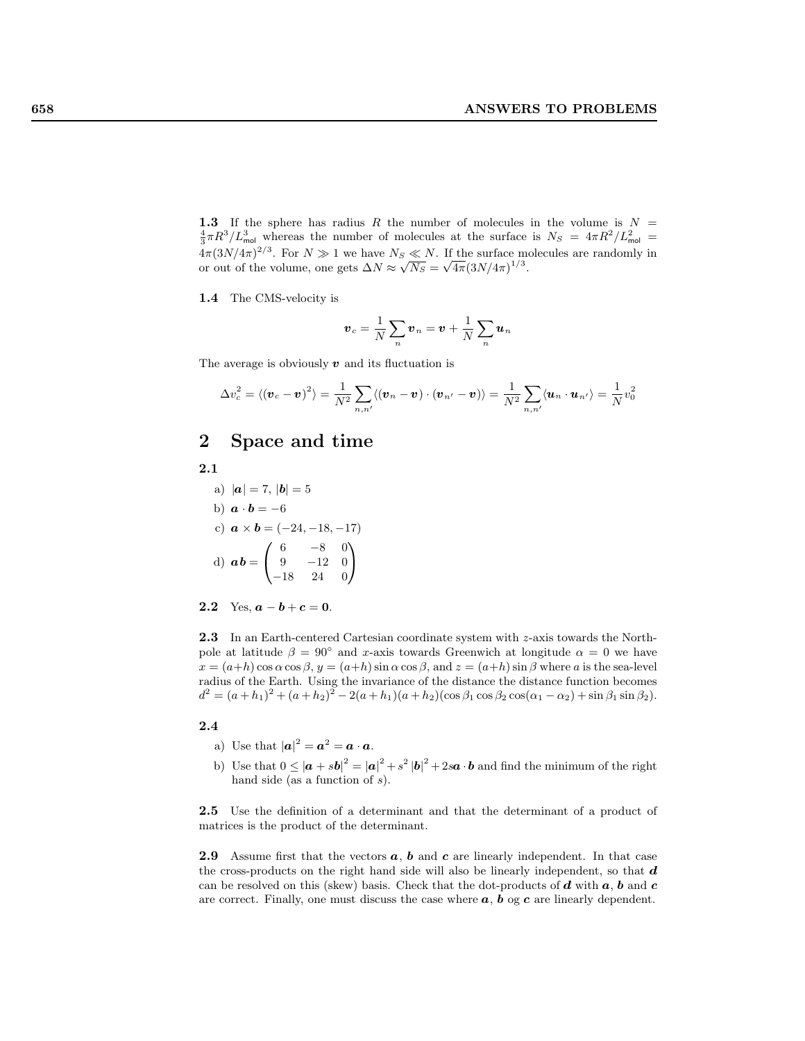**1.3** If the sphere has radius $R$ the number of molecules in the volume is $N = \frac{4}{3}\pi R^3/L_{\text{mol}}^3$ whereas the number of molecules at the surface is $N_S = 4\pi R^2/L_{\text{mol}}^2 = 4\pi(3N/4\pi)^{2/3}$. For $N \gg 1$ we have $N_S \ll N$. If the surface molecules are randomly in or out of the volume, one gets $\Delta N \approx \sqrt{N_S} = \sqrt{4\pi}(3N/4\pi)^{1/3}$.

**1.4** The CMS-velocity is

$$\boldsymbol{v}_c = \frac{1}{N}\sum_n \boldsymbol{v}_n = \boldsymbol{v} + \frac{1}{N}\sum_n \boldsymbol{u}_n$$

The average is obviously $\boldsymbol{v}$ and its fluctuation is

$$\Delta v_c^2 = \langle (\boldsymbol{v}_c - \boldsymbol{v})^2 \rangle = \frac{1}{N^2}\sum_{n,n'} \langle (\boldsymbol{v}_n - \boldsymbol{v}) \cdot (\boldsymbol{v}_{n'} - \boldsymbol{v}) \rangle = \frac{1}{N^2}\sum_{n,n'} \langle \boldsymbol{u}_n \cdot \boldsymbol{u}_{n'} \rangle = \frac{1}{N} v_0^2$$

# 2 Space and time

**2.1**

a) $|\boldsymbol{a}| = 7$, $|\boldsymbol{b}| = 5$

b) $\boldsymbol{a} \cdot \boldsymbol{b} = -6$

c) $\boldsymbol{a} \times \boldsymbol{b} = (-24, -18, -17)$

d) $\boldsymbol{a}\boldsymbol{b} = \begin{pmatrix} 6 & -8 & 0 \\ 9 & -12 & 0 \\ -18 & 24 & 0 \end{pmatrix}$

**2.2** Yes, $\boldsymbol{a} - \boldsymbol{b} + \boldsymbol{c} = \boldsymbol{0}$.

**2.3** In an Earth-centered Cartesian coordinate system with $z$-axis towards the North-pole at latitude $\beta = 90^\circ$ and $x$-axis towards Greenwich at longitude $\alpha = 0$ we have $x = (a+h)\cos\alpha\cos\beta$, $y = (a+h)\sin\alpha\cos\beta$, and $z = (a+h)\sin\beta$ where $a$ is the sea-level radius of the Earth. Using the invariance of the distance the distance function becomes $d^2 = (a+h_1)^2 + (a+h_2)^2 - 2(a+h_1)(a+h_2)(\cos\beta_1\cos\beta_2\cos(\alpha_1 - \alpha_2) + \sin\beta_1\sin\beta_2)$.

**2.4**

a) Use that $|\boldsymbol{a}|^2 = \boldsymbol{a}^2 = \boldsymbol{a} \cdot \boldsymbol{a}$.

b) Use that $0 \leq |\boldsymbol{a} + s\boldsymbol{b}|^2 = |\boldsymbol{a}|^2 + s^2|\boldsymbol{b}|^2 + 2s\boldsymbol{a} \cdot \boldsymbol{b}$ and find the minimum of the right hand side (as a function of $s$).

**2.5** Use the definition of a determinant and that the determinant of a product of matrices is the product of the determinant.

**2.9** Assume first that the vectors $\boldsymbol{a}$, $\boldsymbol{b}$ and $\boldsymbol{c}$ are linearly independent. In that case the cross-products on the right hand side will also be linearly independent, so that $\boldsymbol{d}$ can be resolved on this (skew) basis. Check that the dot-products of $\boldsymbol{d}$ with $\boldsymbol{a}$, $\boldsymbol{b}$ and $\boldsymbol{c}$ are correct. Finally, one must discuss the case where $\boldsymbol{a}$, $\boldsymbol{b}$ og $\boldsymbol{c}$ are linearly dependent.